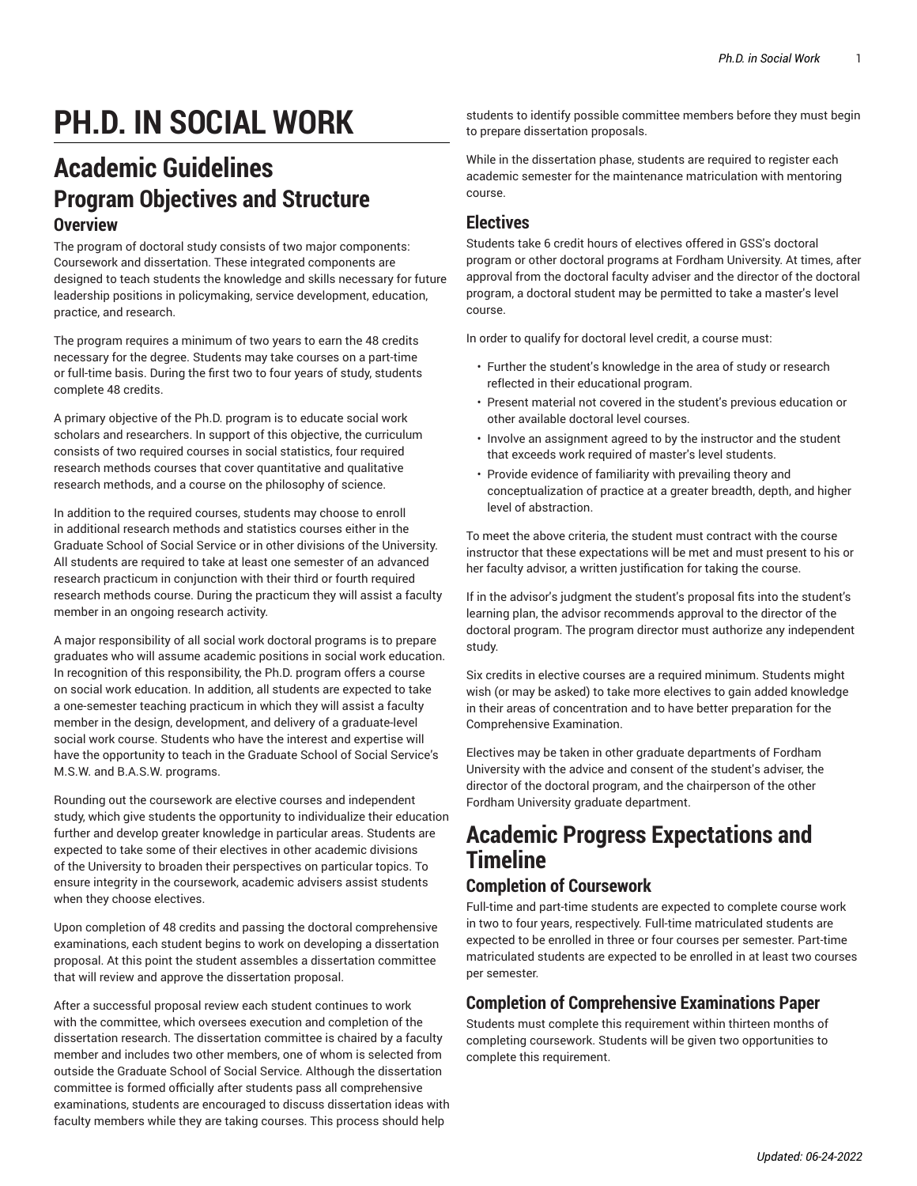# PH.D. IN SOCIAL WORK

## Academic Guidelines

### Program Objectives and Structure

#### Overview

The program of doctoral study consists of two major components: Coursework and dissertation. These integrated components are designed to teach students the knowledge and skills necessary for future leadership positions in policymaking, service development, education, practice, and research.

The program requires a minimum of two years to earn the 48 credits necessary for the degree. Students may take courses on a part-time or full-time basis. During the first two to four years of study, students complete 48 credits.

A primary objective of the Ph.D. program is to educate social work scholars and researchers. In support of this objective, the curriculum consists of two required courses in social statistics, four required research methods courses that cover quantitative and qualitative research methods, and a course on the philosophy of science.

In addition to the required courses, students may choose to enroll in additional research methods and statistics courses either in the Graduate School of Social Service or in other divisions of the University. All students are required to take at least one semester of an advanced research practicum in conjunction with their third or fourth required research methods course. During the practicum they will assist a faculty member in an ongoing research activity.

A major responsibility of all social work doctoral programs is to prepare graduates who will assume academic positions in social work education. In recognition of this responsibility, the Ph.D. program offers a course on social work education. In addition, all students are expected to take a one-semester teaching practicum in which they will assist a faculty member in the design, development, and delivery of a graduate-level social work course. Students who have the interest and expertise will have the opportunity to teach in the Graduate School of Social Service's M.S.W. and B.A.S.W. programs.

Rounding out the coursework are elective courses and independent study, which give students the opportunity to individualize their education further and develop greater knowledge in particular areas. Students are expected to take some of their electives in other academic divisions of the University to broaden their perspectives on particular topics. To ensure integrity in the coursework, academic advisers assist students when they choose electives.

Upon completion of 48 credits and passing the doctoral comprehensive examinations, each student begins to work on developing a dissertation proposal. At this point the student assembles a dissertation committee that will review and approve the dissertation proposal.

After a successful proposal review each student continues to work with the committee, which oversees execution and completion of the dissertation research. The dissertation committee is chaired by a faculty member and includes two other members, one of whom is selected from outside the Graduate School of Social Service. Although the dissertation committee is formed officially after students pass all comprehensive examinations, students are encouraged to discuss dissertation ideas with faculty members while they are taking courses. This process should help students to identify possible committee members before they must begin to prepare dissertation proposals.

While in the dissertation phase, students are required to register each academic semester for the maintenance matriculation with mentoring course.

#### Electives

Students take 6 credit hours of electives offered in GSS's doctoral program or other doctoral programs at Fordham University. At times, after approval from the doctoral faculty adviser and the director of the doctoral program, a doctoral student may be permitted to take a master's level course.

In order to qualify for doctoral level credit, a course must:

- Further the student's knowledge in the area of study or research reflected in their educational program.
- Present material not covered in the student's previous education or other available doctoral level courses.
- Involve an assignment agreed to by the instructor and the student that exceeds work required of master's level students.
- Provide evidence of familiarity with prevailing theory and conceptualization of practice at a greater breadth, depth, and higher level of abstraction.

To meet the above criteria, the student must contract with the course instructor that these expectations will be met and must present to his or her faculty advisor, a written justification for taking the course.

If in the advisor's judgment the student's proposal fits into the student's learning plan, the advisor recommends approval to the director of the doctoral program. The program director must authorize any independent study.

Six credits in elective courses are a required minimum. Students might wish (or may be asked) to take more electives to gain added knowledge in their areas of concentration and to have better preparation for the Comprehensive Examination.

Electives may be taken in other graduate departments of Fordham University with the advice and consent of the student's adviser, the director of the doctoral program, and the chairperson of the other Fordham University graduate department.

## Academic Progress Expectations and Timeline

### Completion of Coursework

Full-time and part-time students are expected to complete course work in two to four years, respectively. Full-time matriculated students are expected to be enrolled in three or four courses per semester. Part-time matriculated students are expected to be enrolled in at least two courses per semester.

### Completion of Comprehensive Examinations Paper

Students must complete this requirement within thirteen months of completing coursework. Students will be given two opportunities to complete this requirement.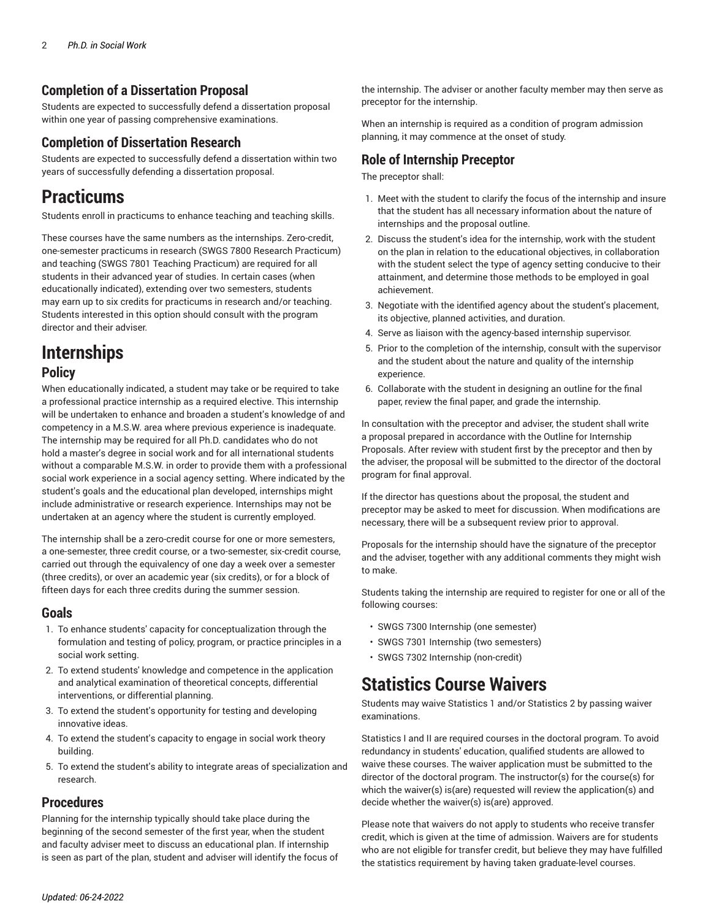### Completion of a Dissertation Proposal

Students are expected to successfully defend a dissertation proposal within one year of passing comprehensive examinations.

### Completion of Dissertation Research

Students are expected to successfully defend a dissertation within two years of successfully defending a dissertation proposal.

## Practicums

Students enroll in practicums to enhance teaching and teaching skills.

These courses have the same numbers as the internships. Zero-credit, one-semester practicums in research (SWGS 7800 Research Practicum) and teaching (SWGS 7801 Teaching Practicum) are required for all students in their advanced year of studies. In certain cases (when educationally indicated), extending over two semesters, students may earn up to six credits for practicums in research and/or teaching. Students interested in this option should consult with the program director and their adviser.

## Internships

### Policy

When educationally indicated, a student may take or be required to take a professional practice internship as a required elective. This internship will be undertaken to enhance and broaden a student's knowledge of and competency in a M.S.W. area where previous experience is inadequate. The internship may be required for all Ph.D. candidates who do not hold a master's degree in social work and for all international students without a comparable M.S.W. in order to provide them with a professional social work experience in a social agency setting. Where indicated by the student's goals and the educational plan developed, internships might include administrative or research experience. Internships may not be undertaken at an agency where the student is currently employed.

The internship shall be a zero-credit course for one or more semesters, a one-semester, three credit course, or a two-semester, six-credit course, carried out through the equivalency of one day a week over a semester (three credits), or over an academic year (six credits), or for a block of fifteen days for each three credits during the summer session.

### Goals

1. To enhance students' capacity for conceptualization through the formulation and testing of policy, program, or practice principles in a social work setting.
2. To extend students' knowledge and competence in the application and analytical examination of theoretical concepts, differential interventions, or differential planning.
3. To extend the student's opportunity for testing and developing innovative ideas.
4. To extend the student's capacity to engage in social work theory building.
5. To extend the student's ability to integrate areas of specialization and research.

### Procedures

Planning for the internship typically should take place during the beginning of the second semester of the first year, when the student and faculty adviser meet to discuss an educational plan. If internship is seen as part of the plan, student and adviser will identify the focus of the internship. The adviser or another faculty member may then serve as preceptor for the internship.

When an internship is required as a condition of program admission planning, it may commence at the onset of study.

### Role of Internship Preceptor

The preceptor shall:

1. Meet with the student to clarify the focus of the internship and insure that the student has all necessary information about the nature of internships and the proposal outline.
2. Discuss the student's idea for the internship, work with the student on the plan in relation to the educational objectives, in collaboration with the student select the type of agency setting conducive to their attainment, and determine those methods to be employed in goal achievement.
3. Negotiate with the identified agency about the student's placement, its objective, planned activities, and duration.
4. Serve as liaison with the agency-based internship supervisor.
5. Prior to the completion of the internship, consult with the supervisor and the student about the nature and quality of the internship experience.
6. Collaborate with the student in designing an outline for the final paper, review the final paper, and grade the internship.

In consultation with the preceptor and adviser, the student shall write a proposal prepared in accordance with the Outline for Internship Proposals. After review with student first by the preceptor and then by the adviser, the proposal will be submitted to the director of the doctoral program for final approval.

If the director has questions about the proposal, the student and preceptor may be asked to meet for discussion. When modifications are necessary, there will be a subsequent review prior to approval.

Proposals for the internship should have the signature of the preceptor and the adviser, together with any additional comments they might wish to make.

Students taking the internship are required to register for one or all of the following courses:

- SWGS 7300 Internship (one semester)
- SWGS 7301 Internship (two semesters)
- SWGS 7302 Internship (non-credit)

## Statistics Course Waivers

Students may waive Statistics 1 and/or Statistics 2 by passing waiver examinations.

Statistics I and II are required courses in the doctoral program. To avoid redundancy in students' education, qualified students are allowed to waive these courses. The waiver application must be submitted to the director of the doctoral program. The instructor(s) for the course(s) for which the waiver(s) is(are) requested will review the application(s) and decide whether the waiver(s) is(are) approved.

Please note that waivers do not apply to students who receive transfer credit, which is given at the time of admission. Waivers are for students who are not eligible for transfer credit, but believe they may have fulfilled the statistics requirement by having taken graduate-level courses.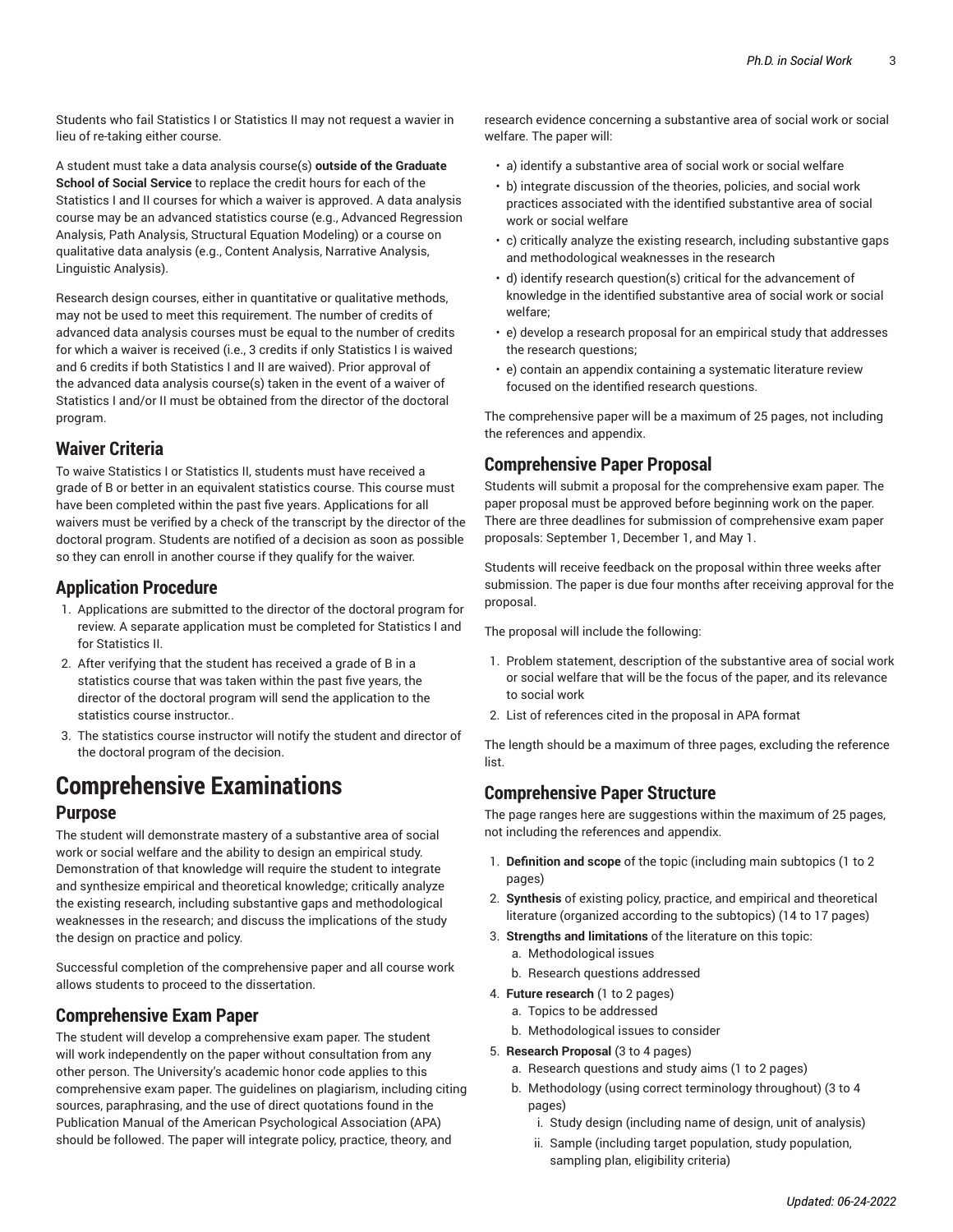Students who fail Statistics I or Statistics II may not request a wavier in lieu of re-taking either course.

A student must take a data analysis course(s) **outside of the Graduate School of Social Service** to replace the credit hours for each of the Statistics I and II courses for which a waiver is approved. A data analysis course may be an advanced statistics course (e.g., Advanced Regression Analysis, Path Analysis, Structural Equation Modeling) or a course on qualitative data analysis (e.g., Content Analysis, Narrative Analysis, Linguistic Analysis).

Research design courses, either in quantitative or qualitative methods, may not be used to meet this requirement. The number of credits of advanced data analysis courses must be equal to the number of credits for which a waiver is received (i.e., 3 credits if only Statistics I is waived and 6 credits if both Statistics I and II are waived). Prior approval of the advanced data analysis course(s) taken in the event of a waiver of Statistics I and/or II must be obtained from the director of the doctoral program.

## Waiver Criteria

To waive Statistics I or Statistics II, students must have received a grade of B or better in an equivalent statistics course. This course must have been completed within the past five years. Applications for all waivers must be verified by a check of the transcript by the director of the doctoral program. Students are notified of a decision as soon as possible so they can enroll in another course if they qualify for the waiver.

## Application Procedure

1. Applications are submitted to the director of the doctoral program for review. A separate application must be completed for Statistics I and for Statistics II.
2. After verifying that the student has received a grade of B in a statistics course that was taken within the past five years, the director of the doctoral program will send the application to the statistics course instructor..
3. The statistics course instructor will notify the student and director of the doctoral program of the decision.

# Comprehensive Examinations

## Purpose

The student will demonstrate mastery of a substantive area of social work or social welfare and the ability to design an empirical study. Demonstration of that knowledge will require the student to integrate and synthesize empirical and theoretical knowledge; critically analyze the existing research, including substantive gaps and methodological weaknesses in the research; and discuss the implications of the study the design on practice and policy.

Successful completion of the comprehensive paper and all course work allows students to proceed to the dissertation.

## Comprehensive Exam Paper

The student will develop a comprehensive exam paper. The student will work independently on the paper without consultation from any other person. The University's academic honor code applies to this comprehensive exam paper. The guidelines on plagiarism, including citing sources, paraphrasing, and the use of direct quotations found in the Publication Manual of the American Psychological Association (APA) should be followed. The paper will integrate policy, practice, theory, and research evidence concerning a substantive area of social work or social welfare. The paper will:

- a) identify a substantive area of social work or social welfare
- b) integrate discussion of the theories, policies, and social work practices associated with the identified substantive area of social work or social welfare
- c) critically analyze the existing research, including substantive gaps and methodological weaknesses in the research
- d) identify research question(s) critical for the advancement of knowledge in the identified substantive area of social work or social welfare;
- e) develop a research proposal for an empirical study that addresses the research questions;
- e) contain an appendix containing a systematic literature review focused on the identified research questions.

The comprehensive paper will be a maximum of 25 pages, not including the references and appendix.

## Comprehensive Paper Proposal

Students will submit a proposal for the comprehensive exam paper. The paper proposal must be approved before beginning work on the paper. There are three deadlines for submission of comprehensive exam paper proposals: September 1, December 1, and May 1.

Students will receive feedback on the proposal within three weeks after submission. The paper is due four months after receiving approval for the proposal.

The proposal will include the following:

1. Problem statement, description of the substantive area of social work or social welfare that will be the focus of the paper, and its relevance to social work
2. List of references cited in the proposal in APA format

The length should be a maximum of three pages, excluding the reference list.

## Comprehensive Paper Structure

The page ranges here are suggestions within the maximum of 25 pages, not including the references and appendix.

1. **Definition and scope** of the topic (including main subtopics (1 to 2 pages)
2. **Synthesis** of existing policy, practice, and empirical and theoretical literature (organized according to the subtopics) (14 to 17 pages)
3. **Strengths and limitations** of the literature on this topic:
   a. Methodological issues
   b. Research questions addressed
4. **Future research** (1 to 2 pages)
   a. Topics to be addressed
   b. Methodological issues to consider
5. **Research Proposal** (3 to 4 pages)
   a. Research questions and study aims (1 to 2 pages)
   b. Methodology (using correct terminology throughout) (3 to 4 pages)
      i. Study design (including name of design, unit of analysis)
      ii. Sample (including target population, study population, sampling plan, eligibility criteria)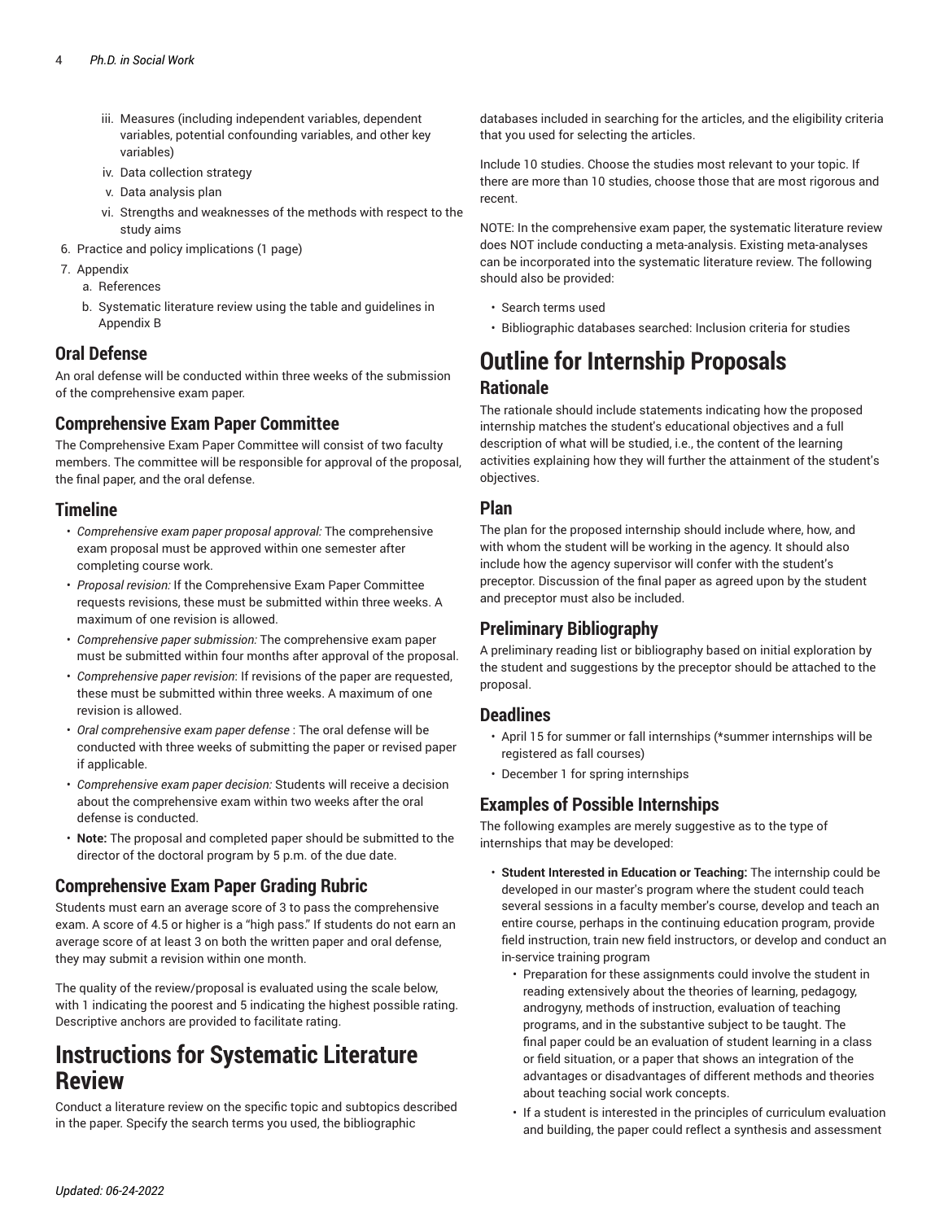iii. Measures (including independent variables, dependent variables, potential confounding variables, and other key variables)
   iv. Data collection strategy
   v. Data analysis plan
   vi. Strengths and weaknesses of the methods with respect to the study aims
6. Practice and policy implications (1 page)
7. Appendix
   a. References
   b. Systematic literature review using the table and guidelines in Appendix B

### Oral Defense

An oral defense will be conducted within three weeks of the submission of the comprehensive exam paper.

### Comprehensive Exam Paper Committee

The Comprehensive Exam Paper Committee will consist of two faculty members. The committee will be responsible for approval of the proposal, the final paper, and the oral defense.

### Timeline

- *Comprehensive exam paper proposal approval:* The comprehensive exam proposal must be approved within one semester after completing course work.
- *Proposal revision:* If the Comprehensive Exam Paper Committee requests revisions, these must be submitted within three weeks. A maximum of one revision is allowed.
- *Comprehensive paper submission:* The comprehensive exam paper must be submitted within four months after approval of the proposal.
- *Comprehensive paper revision*: If revisions of the paper are requested, these must be submitted within three weeks. A maximum of one revision is allowed.
- *Oral comprehensive exam paper defense* : The oral defense will be conducted with three weeks of submitting the paper or revised paper if applicable.
- *Comprehensive exam paper decision:* Students will receive a decision about the comprehensive exam within two weeks after the oral defense is conducted.
- **Note:** The proposal and completed paper should be submitted to the director of the doctoral program by 5 p.m. of the due date.

### Comprehensive Exam Paper Grading Rubric

Students must earn an average score of 3 to pass the comprehensive exam. A score of 4.5 or higher is a "high pass." If students do not earn an average score of at least 3 on both the written paper and oral defense, they may submit a revision within one month.

The quality of the review/proposal is evaluated using the scale below, with 1 indicating the poorest and 5 indicating the highest possible rating. Descriptive anchors are provided to facilitate rating.

## Instructions for Systematic Literature Review

Conduct a literature review on the specific topic and subtopics described in the paper. Specify the search terms you used, the bibliographic databases included in searching for the articles, and the eligibility criteria that you used for selecting the articles.

Include 10 studies. Choose the studies most relevant to your topic. If there are more than 10 studies, choose those that are most rigorous and recent.

NOTE: In the comprehensive exam paper, the systematic literature review does NOT include conducting a meta-analysis. Existing meta-analyses can be incorporated into the systematic literature review. The following should also be provided:

- Search terms used
- Bibliographic databases searched: Inclusion criteria for studies

## Outline for Internship Proposals

### Rationale

The rationale should include statements indicating how the proposed internship matches the student's educational objectives and a full description of what will be studied, i.e., the content of the learning activities explaining how they will further the attainment of the student's objectives.

### Plan

The plan for the proposed internship should include where, how, and with whom the student will be working in the agency. It should also include how the agency supervisor will confer with the student's preceptor. Discussion of the final paper as agreed upon by the student and preceptor must also be included.

### Preliminary Bibliography

A preliminary reading list or bibliography based on initial exploration by the student and suggestions by the preceptor should be attached to the proposal.

### Deadlines

- April 15 for summer or fall internships (*summer internships will be registered as fall courses)
- December 1 for spring internships

### Examples of Possible Internships

The following examples are merely suggestive as to the type of internships that may be developed:

- **Student Interested in Education or Teaching:** The internship could be developed in our master's program where the student could teach several sessions in a faculty member's course, develop and teach an entire course, perhaps in the continuing education program, provide field instruction, train new field instructors, or develop and conduct an in-service training program
  - Preparation for these assignments could involve the student in reading extensively about the theories of learning, pedagogy, androgyny, methods of instruction, evaluation of teaching programs, and in the substantive subject to be taught. The final paper could be an evaluation of student learning in a class or field situation, or a paper that shows an integration of the advantages or disadvantages of different methods and theories about teaching social work concepts.
  - If a student is interested in the principles of curriculum evaluation and building, the paper could reflect a synthesis and assessment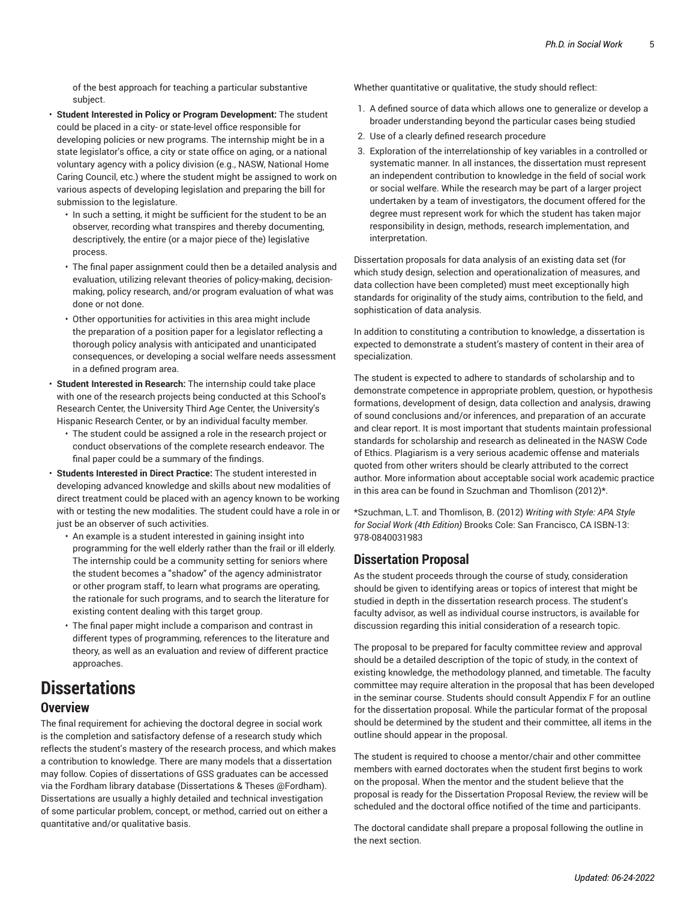of the best approach for teaching a particular substantive subject.

- **Student Interested in Policy or Program Development:** The student could be placed in a city- or state-level office responsible for developing policies or new programs. The internship might be in a state legislator's office, a city or state office on aging, or a national voluntary agency with a policy division (e.g., NASW, National Home Caring Council, etc.) where the student might be assigned to work on various aspects of developing legislation and preparing the bill for submission to the legislature.
    - In such a setting, it might be sufficient for the student to be an observer, recording what transpires and thereby documenting, descriptively, the entire (or a major piece of the) legislative process.
    - The final paper assignment could then be a detailed analysis and evaluation, utilizing relevant theories of policy-making, decision-making, policy research, and/or program evaluation of what was done or not done.
    - Other opportunities for activities in this area might include the preparation of a position paper for a legislator reflecting a thorough policy analysis with anticipated and unanticipated consequences, or developing a social welfare needs assessment in a defined program area.
- **Student Interested in Research:** The internship could take place with one of the research projects being conducted at this School's Research Center, the University Third Age Center, the University's Hispanic Research Center, or by an individual faculty member.
    - The student could be assigned a role in the research project or conduct observations of the complete research endeavor. The final paper could be a summary of the findings.
- **Students Interested in Direct Practice:** The student interested in developing advanced knowledge and skills about new modalities of direct treatment could be placed with an agency known to be working with or testing the new modalities. The student could have a role in or just be an observer of such activities.
    - An example is a student interested in gaining insight into programming for the well elderly rather than the frail or ill elderly. The internship could be a community setting for seniors where the student becomes a "shadow" of the agency administrator or other program staff, to learn what programs are operating, the rationale for such programs, and to search the literature for existing content dealing with this target group.
    - The final paper might include a comparison and contrast in different types of programming, references to the literature and theory, as well as an evaluation and review of different practice approaches.

# Dissertations

## Overview

The final requirement for achieving the doctoral degree in social work is the completion and satisfactory defense of a research study which reflects the student's mastery of the research process, and which makes a contribution to knowledge. There are many models that a dissertation may follow. Copies of dissertations of GSS graduates can be accessed via the Fordham library database (Dissertations & Theses @Fordham). Dissertations are usually a highly detailed and technical investigation of some particular problem, concept, or method, carried out on either a quantitative and/or qualitative basis.

Whether quantitative or qualitative, the study should reflect:

1. A defined source of data which allows one to generalize or develop a broader understanding beyond the particular cases being studied
2. Use of a clearly defined research procedure
3. Exploration of the interrelationship of key variables in a controlled or systematic manner. In all instances, the dissertation must represent an independent contribution to knowledge in the field of social work or social welfare. While the research may be part of a larger project undertaken by a team of investigators, the document offered for the degree must represent work for which the student has taken major responsibility in design, methods, research implementation, and interpretation.

Dissertation proposals for data analysis of an existing data set (for which study design, selection and operationalization of measures, and data collection have been completed) must meet exceptionally high standards for originality of the study aims, contribution to the field, and sophistication of data analysis.

In addition to constituting a contribution to knowledge, a dissertation is expected to demonstrate a student's mastery of content in their area of specialization.

The student is expected to adhere to standards of scholarship and to demonstrate competence in appropriate problem, question, or hypothesis formations, development of design, data collection and analysis, drawing of sound conclusions and/or inferences, and preparation of an accurate and clear report. It is most important that students maintain professional standards for scholarship and research as delineated in the NASW Code of Ethics. Plagiarism is a very serious academic offense and materials quoted from other writers should be clearly attributed to the correct author. More information about acceptable social work academic practice in this area can be found in Szuchman and Thomlison (2012)*.

*Szuchman, L.T. and Thomlison, B. (2012) *Writing with Style: APA Style for Social Work (4th Edition)* Brooks Cole: San Francisco, CA ISBN-13: 978-0840031983

## Dissertation Proposal

As the student proceeds through the course of study, consideration should be given to identifying areas or topics of interest that might be studied in depth in the dissertation research process. The student's faculty advisor, as well as individual course instructors, is available for discussion regarding this initial consideration of a research topic.

The proposal to be prepared for faculty committee review and approval should be a detailed description of the topic of study, in the context of existing knowledge, the methodology planned, and timetable. The faculty committee may require alteration in the proposal that has been developed in the seminar course. Students should consult Appendix F for an outline for the dissertation proposal. While the particular format of the proposal should be determined by the student and their committee, all items in the outline should appear in the proposal.

The student is required to choose a mentor/chair and other committee members with earned doctorates when the student first begins to work on the proposal. When the mentor and the student believe that the proposal is ready for the Dissertation Proposal Review, the review will be scheduled and the doctoral office notified of the time and participants.

The doctoral candidate shall prepare a proposal following the outline in the next section.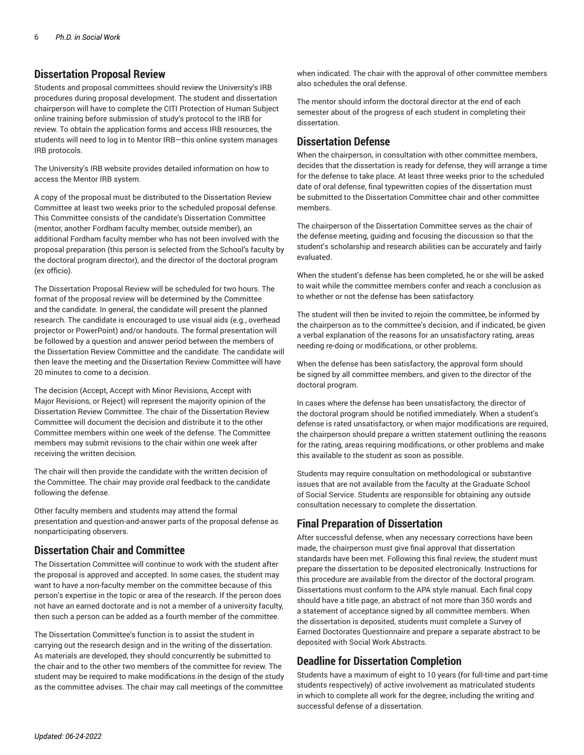## Dissertation Proposal Review

Students and proposal committees should review the University's IRB procedures during proposal development. The student and dissertation chairperson will have to complete the CITI Protection of Human Subject online training before submission of study's protocol to the IRB for review. To obtain the application forms and access IRB resources, the students will need to log in to Mentor IRB—this online system manages IRB protocols.

The University's IRB website provides detailed information on how to access the Mentor IRB system.

A copy of the proposal must be distributed to the Dissertation Review Committee at least two weeks prior to the scheduled proposal defense. This Committee consists of the candidate's Dissertation Committee (mentor, another Fordham faculty member, outside member), an additional Fordham faculty member who has not been involved with the proposal preparation (this person is selected from the School's faculty by the doctoral program director), and the director of the doctoral program (ex officio).

The Dissertation Proposal Review will be scheduled for two hours. The format of the proposal review will be determined by the Committee and the candidate. In general, the candidate will present the planned research. The candidate is encouraged to use visual aids (e.g., overhead projector or PowerPoint) and/or handouts. The formal presentation will be followed by a question and answer period between the members of the Dissertation Review Committee and the candidate. The candidate will then leave the meeting and the Dissertation Review Committee will have 20 minutes to come to a decision.

The decision (Accept, Accept with Minor Revisions, Accept with Major Revisions, or Reject) will represent the majority opinion of the Dissertation Review Committee. The chair of the Dissertation Review Committee will document the decision and distribute it to the other Committee members within one week of the defense. The Committee members may submit revisions to the chair within one week after receiving the written decision.

The chair will then provide the candidate with the written decision of the Committee. The chair may provide oral feedback to the candidate following the defense.

Other faculty members and students may attend the formal presentation and question-and-answer parts of the proposal defense as nonparticipating observers.

## Dissertation Chair and Committee

The Dissertation Committee will continue to work with the student after the proposal is approved and accepted. In some cases, the student may want to have a non-faculty member on the committee because of this person's expertise in the topic or area of the research. If the person does not have an earned doctorate and is not a member of a university faculty, then such a person can be added as a fourth member of the committee.

The Dissertation Committee's function is to assist the student in carrying out the research design and in the writing of the dissertation. As materials are developed, they should concurrently be submitted to the chair and to the other two members of the committee for review. The student may be required to make modifications in the design of the study as the committee advises. The chair may call meetings of the committee when indicated. The chair with the approval of other committee members also schedules the oral defense.

The mentor should inform the doctoral director at the end of each semester about of the progress of each student in completing their dissertation.

## Dissertation Defense

When the chairperson, in consultation with other committee members, decides that the dissertation is ready for defense, they will arrange a time for the defense to take place. At least three weeks prior to the scheduled date of oral defense, final typewritten copies of the dissertation must be submitted to the Dissertation Committee chair and other committee members.

The chairperson of the Dissertation Committee serves as the chair of the defense meeting, guiding and focusing the discussion so that the student's scholarship and research abilities can be accurately and fairly evaluated.

When the student's defense has been completed, he or she will be asked to wait while the committee members confer and reach a conclusion as to whether or not the defense has been satisfactory.

The student will then be invited to rejoin the committee, be informed by the chairperson as to the committee's decision, and if indicated, be given a verbal explanation of the reasons for an unsatisfactory rating, areas needing re-doing or modifications, or other problems.

When the defense has been satisfactory, the approval form should be signed by all committee members, and given to the director of the doctoral program.

In cases where the defense has been unsatisfactory, the director of the doctoral program should be notified immediately. When a student's defense is rated unsatisfactory, or when major modifications are required, the chairperson should prepare a written statement outlining the reasons for the rating, areas requiring modifications, or other problems and make this available to the student as soon as possible.

Students may require consultation on methodological or substantive issues that are not available from the faculty at the Graduate School of Social Service. Students are responsible for obtaining any outside consultation necessary to complete the dissertation.

## Final Preparation of Dissertation

After successful defense, when any necessary corrections have been made, the chairperson must give final approval that dissertation standards have been met. Following this final review, the student must prepare the dissertation to be deposited electronically. Instructions for this procedure are available from the director of the doctoral program. Dissertations must conform to the APA style manual. Each final copy should have a title page, an abstract of not more than 350 words and a statement of acceptance signed by all committee members. When the dissertation is deposited, students must complete a Survey of Earned Doctorates Questionnaire and prepare a separate abstract to be deposited with Social Work Abstracts.

## Deadline for Dissertation Completion

Students have a maximum of eight to 10 years (for full-time and part-time students respectively) of active involvement as matriculated students in which to complete all work for the degree, including the writing and successful defense of a dissertation.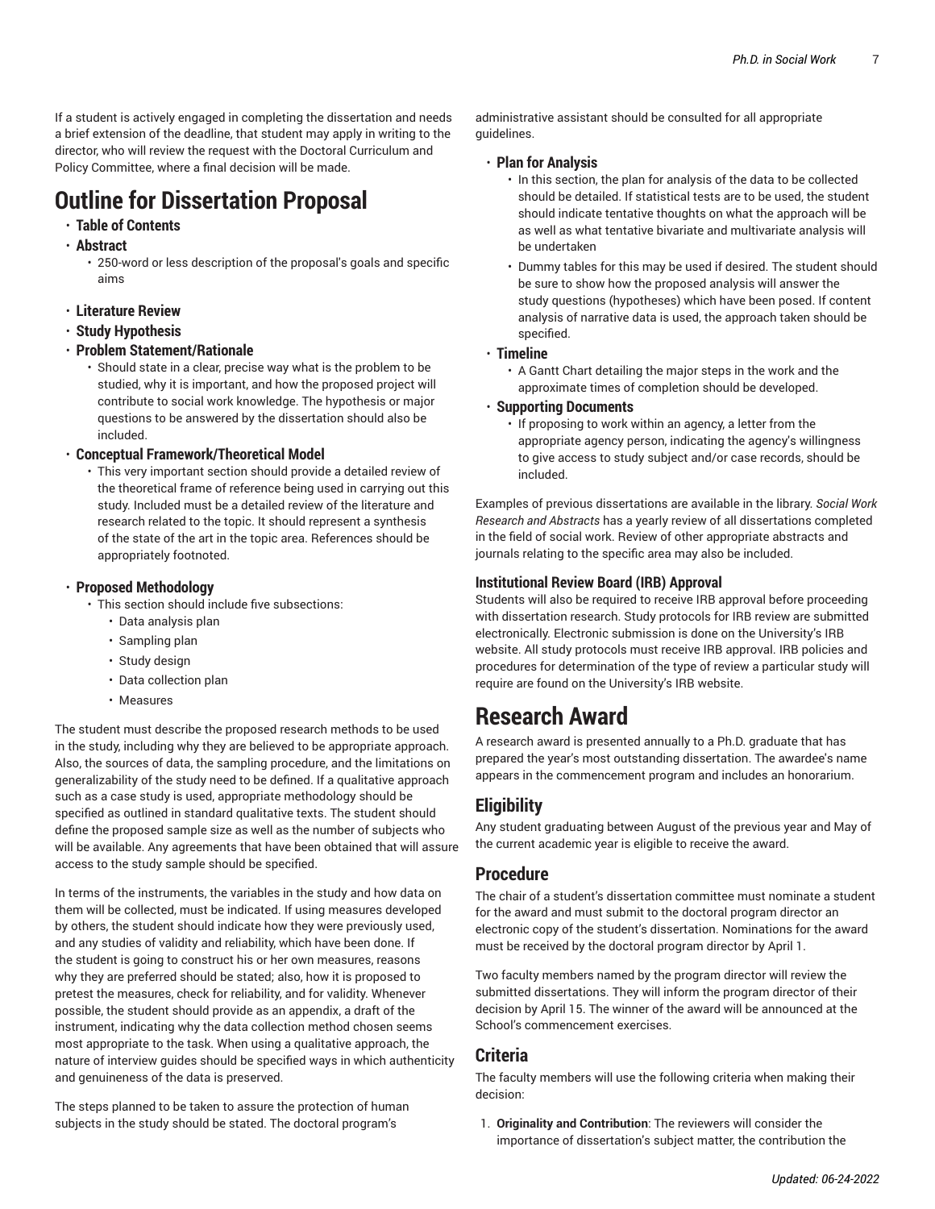If a student is actively engaged in completing the dissertation and needs a brief extension of the deadline, that student may apply in writing to the director, who will review the request with the Doctoral Curriculum and Policy Committee, where a final decision will be made.

# Outline for Dissertation Proposal

- **Table of Contents**
- **Abstract**
  - 250-word or less description of the proposal's goals and specific aims
- **Literature Review**
- **Study Hypothesis**
- **Problem Statement/Rationale**
  - Should state in a clear, precise way what is the problem to be studied, why it is important, and how the proposed project will contribute to social work knowledge. The hypothesis or major questions to be answered by the dissertation should also be included.
- **Conceptual Framework/Theoretical Model**
  - This very important section should provide a detailed review of the theoretical frame of reference being used in carrying out this study. Included must be a detailed review of the literature and research related to the topic. It should represent a synthesis of the state of the art in the topic area. References should be appropriately footnoted.
- **Proposed Methodology**
  - This section should include five subsections:
    - Data analysis plan
    - Sampling plan
    - Study design
    - Data collection plan
    - Measures

The student must describe the proposed research methods to be used in the study, including why they are believed to be appropriate approach. Also, the sources of data, the sampling procedure, and the limitations on generalizability of the study need to be defined. If a qualitative approach such as a case study is used, appropriate methodology should be specified as outlined in standard qualitative texts. The student should define the proposed sample size as well as the number of subjects who will be available. Any agreements that have been obtained that will assure access to the study sample should be specified.

In terms of the instruments, the variables in the study and how data on them will be collected, must be indicated. If using measures developed by others, the student should indicate how they were previously used, and any studies of validity and reliability, which have been done. If the student is going to construct his or her own measures, reasons why they are preferred should be stated; also, how it is proposed to pretest the measures, check for reliability, and for validity. Whenever possible, the student should provide as an appendix, a draft of the instrument, indicating why the data collection method chosen seems most appropriate to the task. When using a qualitative approach, the nature of interview guides should be specified ways in which authenticity and genuineness of the data is preserved.

The steps planned to be taken to assure the protection of human subjects in the study should be stated. The doctoral program's administrative assistant should be consulted for all appropriate guidelines.

- **Plan for Analysis**
  - In this section, the plan for analysis of the data to be collected should be detailed. If statistical tests are to be used, the student should indicate tentative thoughts on what the approach will be as well as what tentative bivariate and multivariate analysis will be undertaken
  - Dummy tables for this may be used if desired. The student should be sure to show how the proposed analysis will answer the study questions (hypotheses) which have been posed. If content analysis of narrative data is used, the approach taken should be specified.
- **Timeline**
  - A Gantt Chart detailing the major steps in the work and the approximate times of completion should be developed.
- **Supporting Documents**
  - If proposing to work within an agency, a letter from the appropriate agency person, indicating the agency's willingness to give access to study subject and/or case records, should be included.

Examples of previous dissertations are available in the library. *Social Work Research and Abstracts* has a yearly review of all dissertations completed in the field of social work. Review of other appropriate abstracts and journals relating to the specific area may also be included.

### Institutional Review Board (IRB) Approval

Students will also be required to receive IRB approval before proceeding with dissertation research. Study protocols for IRB review are submitted electronically. Electronic submission is done on the University's IRB website. All study protocols must receive IRB approval. IRB policies and procedures for determination of the type of review a particular study will require are found on the University's IRB website.

# Research Award

A research award is presented annually to a Ph.D. graduate that has prepared the year's most outstanding dissertation. The awardee's name appears in the commencement program and includes an honorarium.

## Eligibility

Any student graduating between August of the previous year and May of the current academic year is eligible to receive the award.

## Procedure

The chair of a student's dissertation committee must nominate a student for the award and must submit to the doctoral program director an electronic copy of the student's dissertation. Nominations for the award must be received by the doctoral program director by April 1.

Two faculty members named by the program director will review the submitted dissertations. They will inform the program director of their decision by April 15. The winner of the award will be announced at the School's commencement exercises.

## Criteria

The faculty members will use the following criteria when making their decision:

1. **Originality and Contribution**: The reviewers will consider the importance of dissertation's subject matter, the contribution the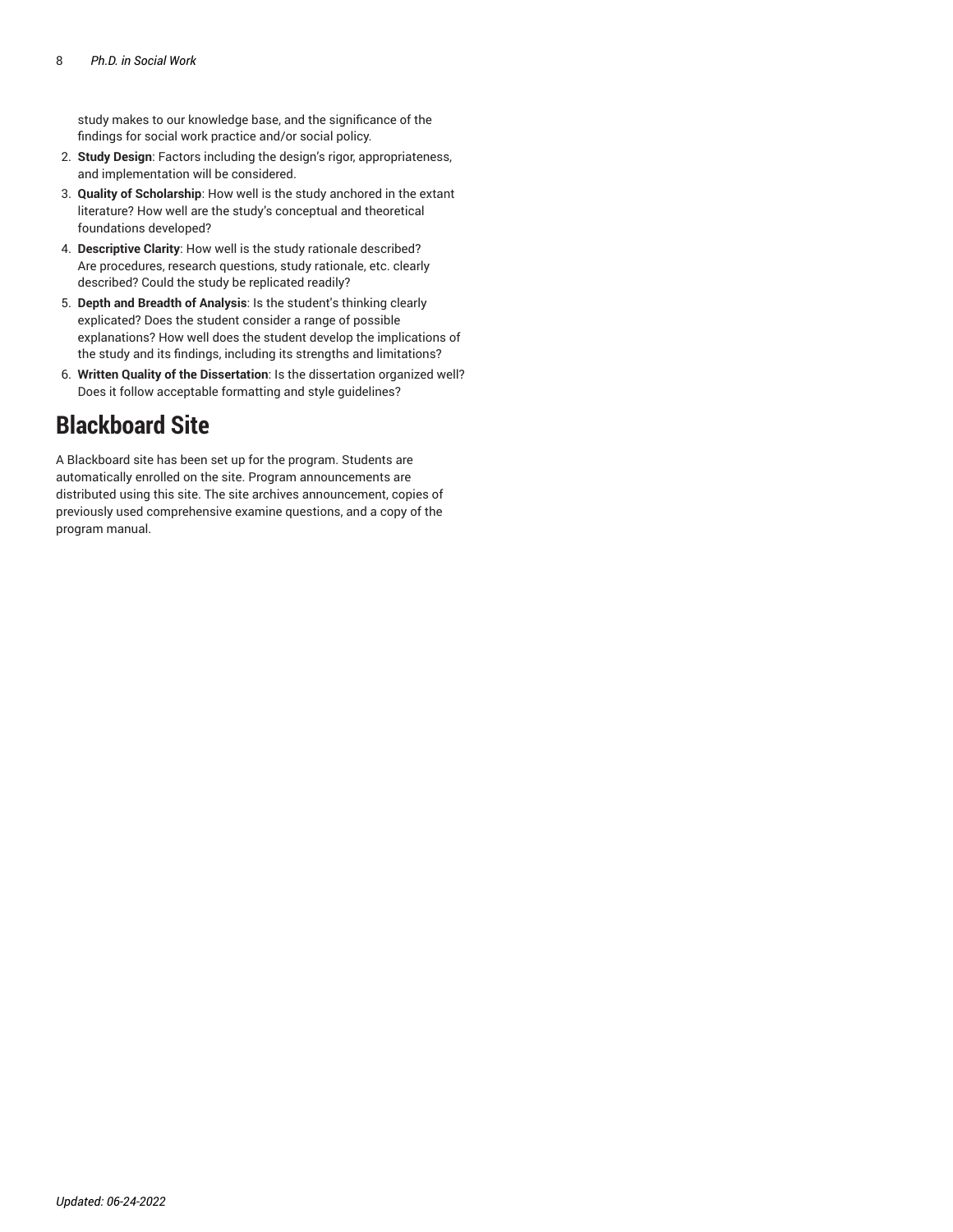study makes to our knowledge base, and the significance of the findings for social work practice and/or social policy.

2. **Study Design**: Factors including the design's rigor, appropriateness, and implementation will be considered.
3. **Quality of Scholarship**: How well is the study anchored in the extant literature? How well are the study's conceptual and theoretical foundations developed?
4. **Descriptive Clarity**: How well is the study rationale described? Are procedures, research questions, study rationale, etc. clearly described? Could the study be replicated readily?
5. **Depth and Breadth of Analysis**: Is the student's thinking clearly explicated? Does the student consider a range of possible explanations? How well does the student develop the implications of the study and its findings, including its strengths and limitations?
6. **Written Quality of the Dissertation**: Is the dissertation organized well? Does it follow acceptable formatting and style guidelines?

# Blackboard Site

A Blackboard site has been set up for the program. Students are automatically enrolled on the site. Program announcements are distributed using this site. The site archives announcement, copies of previously used comprehensive examine questions, and a copy of the program manual.